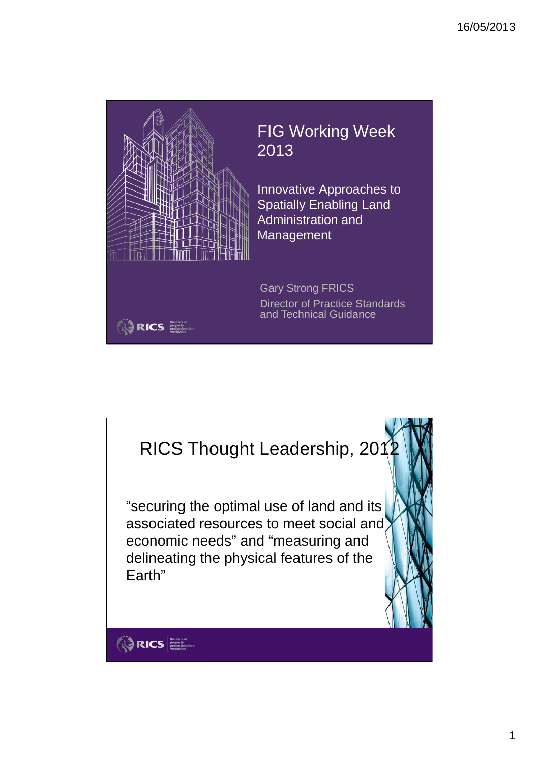# FIG Working Week 2013

## Innovative Approaches to Spatially Enabling Land Administration and Management

Gary Strong FRICS

Director of Practice Standards and Technical Guidance

RICS

---

# RICS Thought Leadership, 2012

"securing the optimal use of land and its associated resources to meet social and economic needs" and "measuring and delineating the physical features of the Earth"

RICS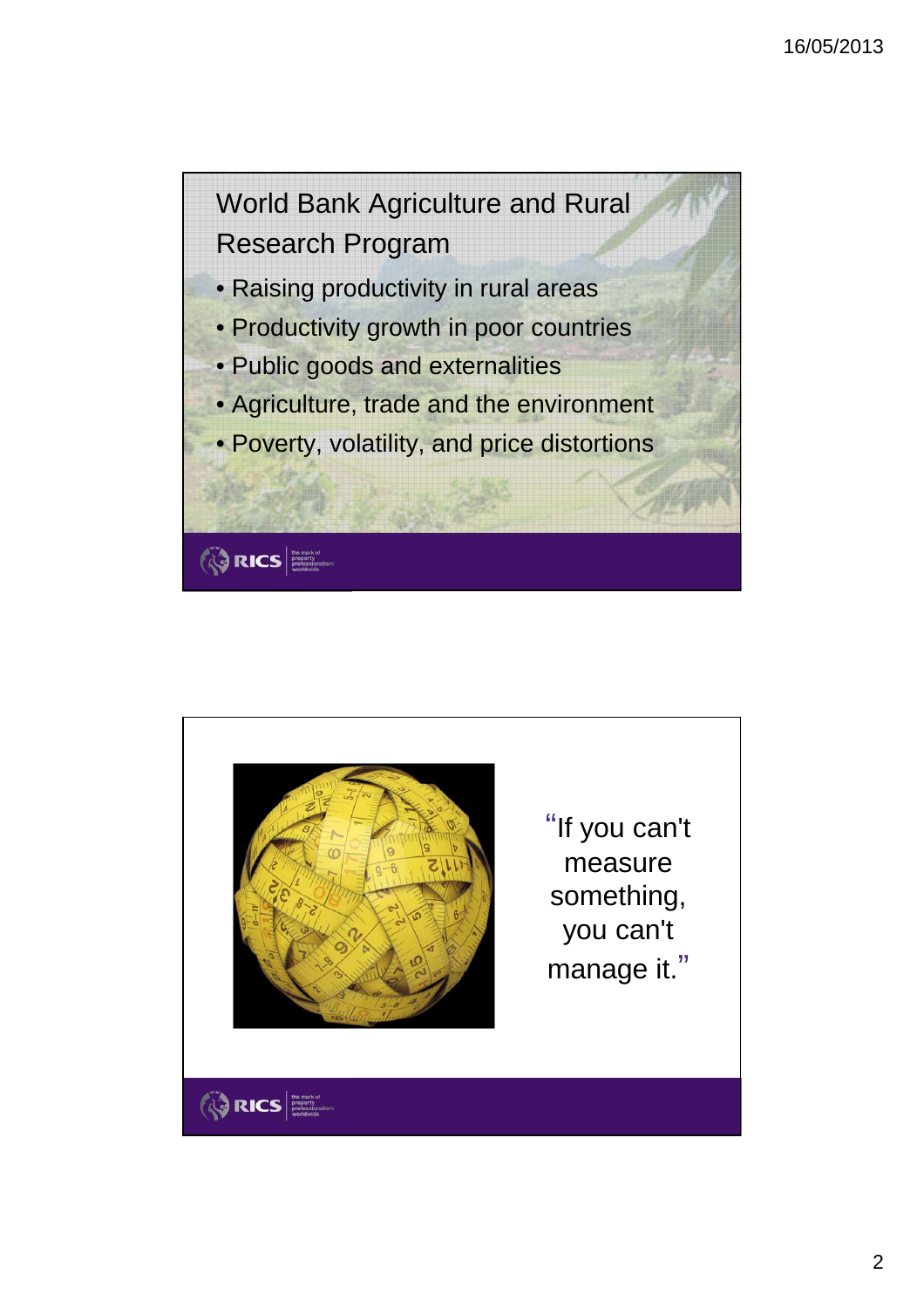## World Bank Agriculture and Rural Research Program

- Raising productivity in rural areas
- Productivity growth in poor countries
- Public goods and externalities
- Agriculture, trade and the environment
- Poverty, volatility, and price distortions

"If you can't measure something, you can't manage it."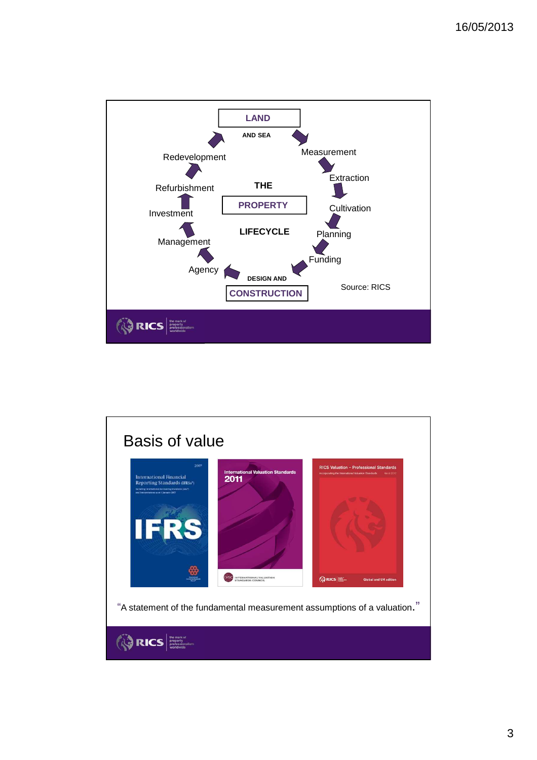LAND

AND SEA

Measurement

Extraction

Cultivation

Planning

Funding

DESIGN AND

CONSTRUCTION

Agency

Management

Investment

Refurbishment

Redevelopment

THE

PROPERTY

LIFECYCLE

Source: RICS

# Basis of value

"A statement of the fundamental measurement assumptions of a valuation."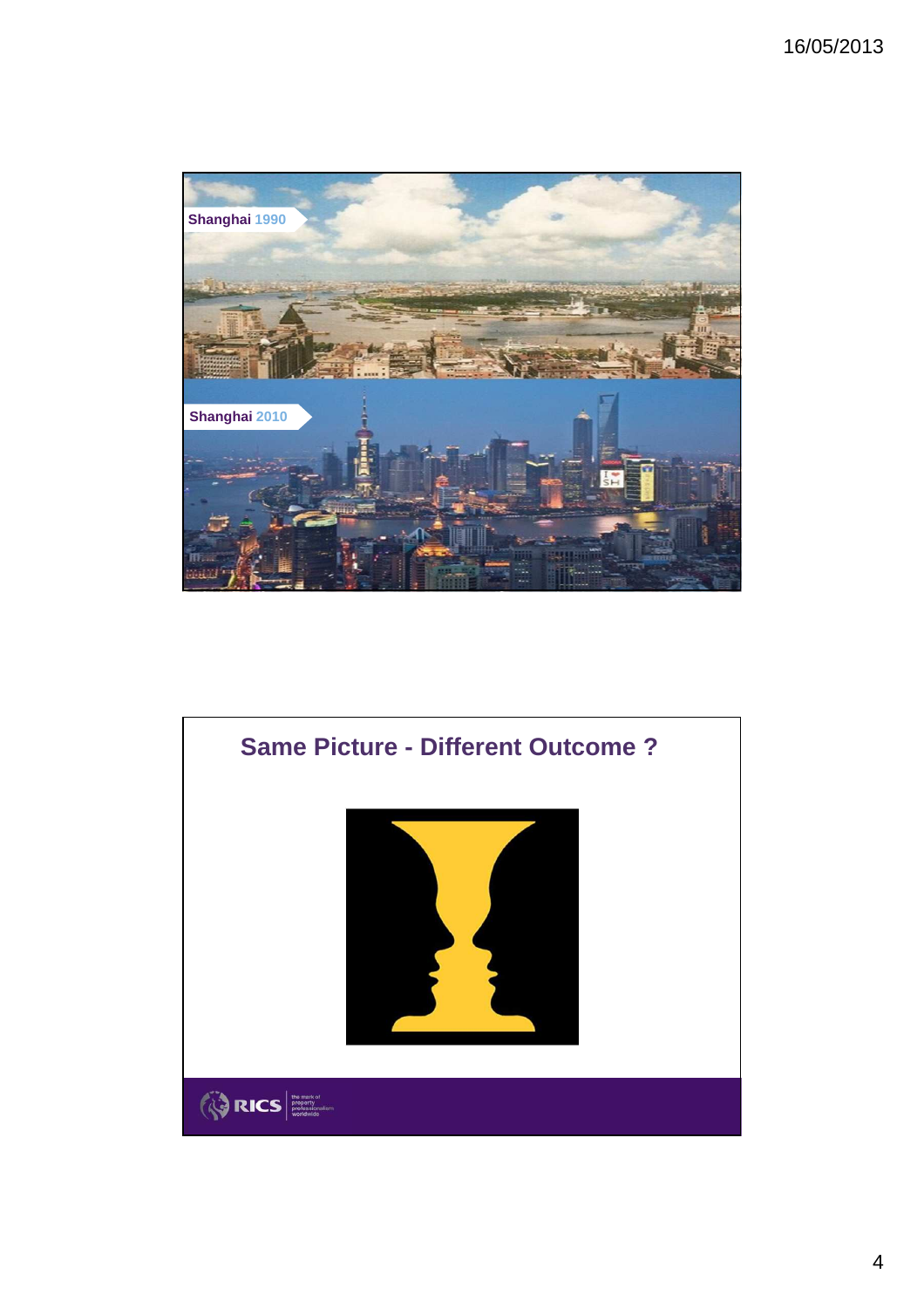Shanghai 1990

Shanghai 2010

## Same Picture - Different Outcome ?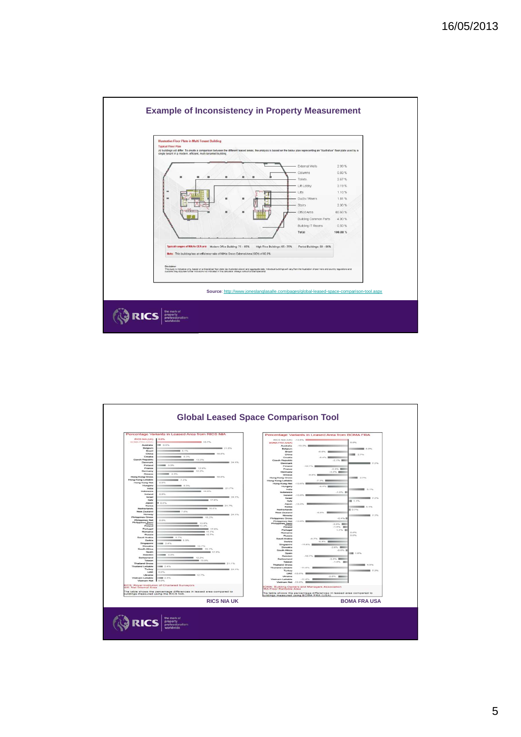## Example of Inconsistency in Property Measurement

**Illustrative Floor Plate in Multi Tenant Building**

**Typical Floor Plan**

All buildings will differ. To create a comparison between the different leased areas, the analysis is based on the below plan representing an "illustrative" floor plate used by a single tenant in a modern, efficient, multi-tenanted building.

| Component | Percentage |
|---|---|
| External Walls | 2.99 % |
| Columns | 0.83 % |
| Toilets | 2.67 % |
| Lift Lobby | 3.19 % |
| Lifts | 1.10 % |
| Ducts / Risers | 1.81 % |
| Stairs | 2.30 % |
| Office Area | 80.60 % |
| Building Common Parts | 4.00 % |
| Building IT Rooms | 0.50 % |
| **Total** | **100.00 %** |

**Typical ranges of NIA to GEA are:** Modern Office Building: 75 - 85% High Rise Buildings: 65 - 75% Period Buildings: 60 - 80%

**Note:** This building has an efficiency ratio of NIA to Gross External Area (GEA) of 80.6%

Disclaimer

The study is indicative only, based on a theoretical floor plate (as illustrated above) and aggregate data. Individual buildings will vary from the illustration shown here and country regulations and customs may stipulate further inclusions not indicated in this calculator. Always consult a local specialist.

**Source**: http://www.joneslanglasalle.com/pages/global-leased-space-comparison-tool.aspx

RICS the mark of property professionalism worldwide

## Global Leased Space Comparison Tool

Percentage Variants in Leased Area from RICS NIA

RICS: Royal Institution of Chartered Surveyors
NIA: Net Internal Area

The table shows the percentage differences in leased area compared to buildings measured using the RICS NIA.

RICS NIA UK

Percentage Variants in Leased Area from BOMA FRA

BOMA: Building Owners and Managers Association
FRA: Floor Rentable Area

The table shows the percentage differences in leased area compared to buildings measured using BOMA FRA (USA).

BOMA FRA USA

RICS the mark of property professionalism worldwide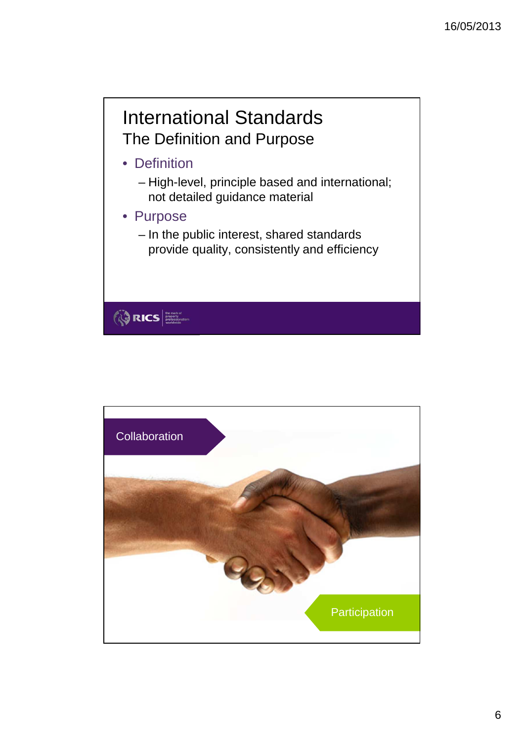# International Standards

## The Definition and Purpose

- Definition
  - High-level, principle based and international; not detailed guidance material
- Purpose
  - In the public interest, shared standards provide quality, consistently and efficiency

Collaboration

Participation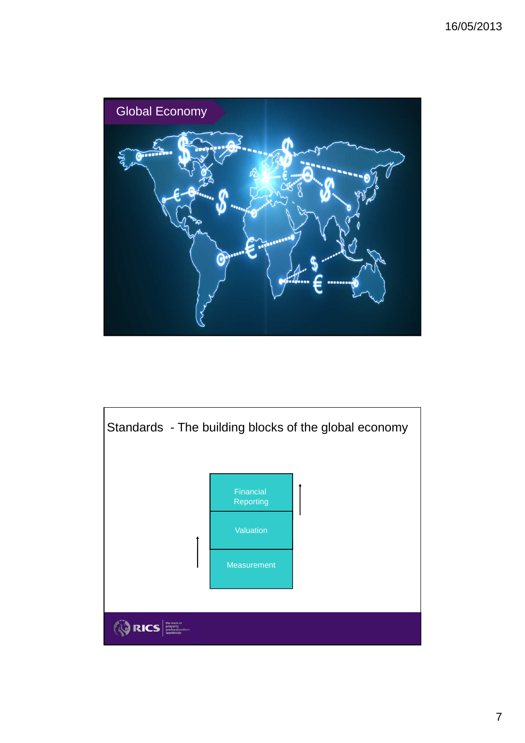## Global Economy

## Standards - The building blocks of the global economy

- Financial Reporting
- Valuation
- Measurement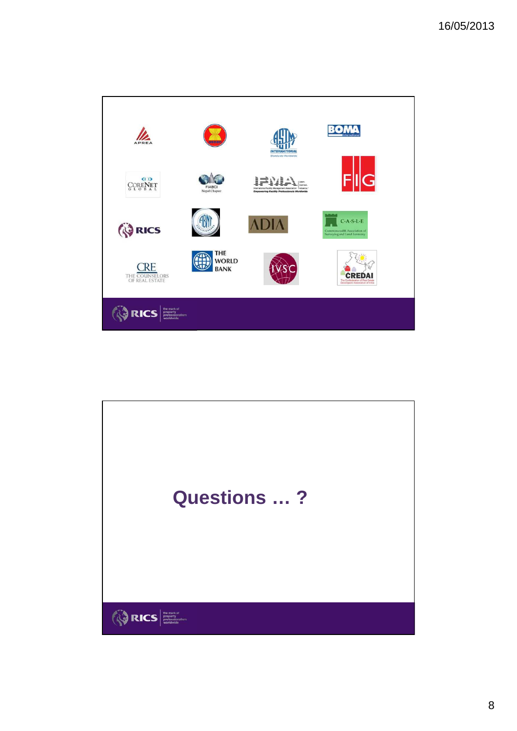# Questions … ?